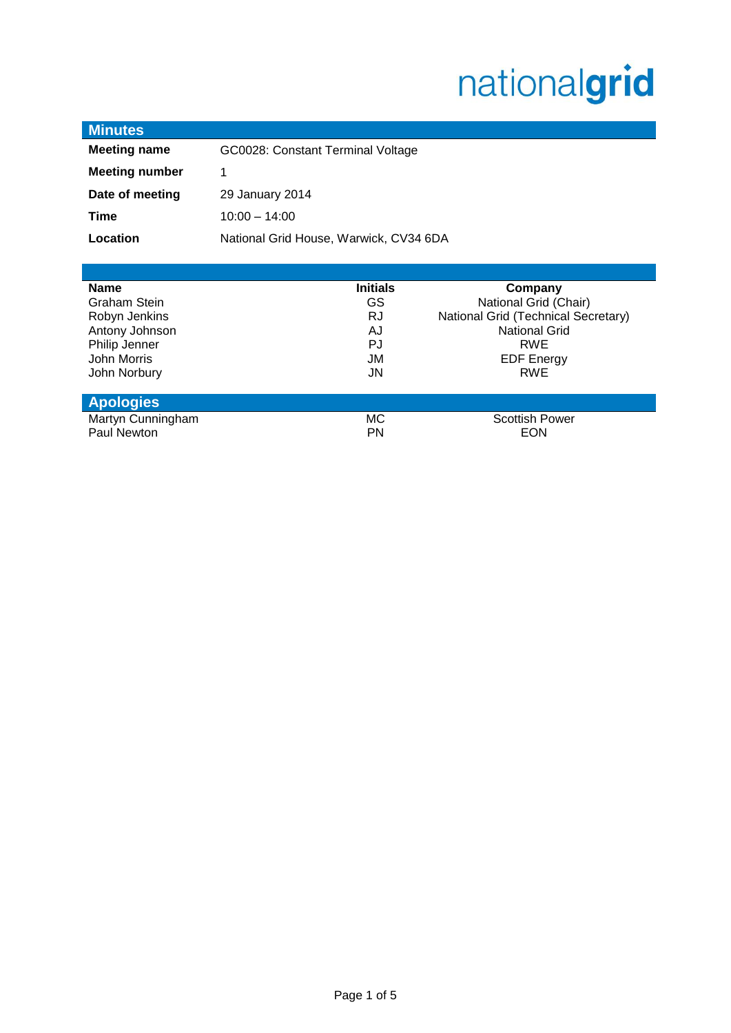nationalgrid

## Minutes

| | |
|---|---|
| **Meeting name** | GC0028: Constant Terminal Voltage |
| **Meeting number** | 1 |
| **Date of meeting** | 29 January 2014 |
| **Time** | 10:00 – 14:00 |
| **Location** | National Grid House, Warwick, CV34 6DA |

| **Name** | **Initials** | **Company** |
|---|---|---|
| Graham Stein | GS | National Grid (Chair) |
| Robyn Jenkins | RJ | National Grid (Technical Secretary) |
| Antony Johnson | AJ | National Grid |
| Philip Jenner | PJ | RWE |
| John Morris | JM | EDF Energy |
| John Norbury | JN | RWE |

## Apologies

| | | |
|---|---|---|
| Martyn Cunningham | MC | Scottish Power |
| Paul Newton | PN | EON |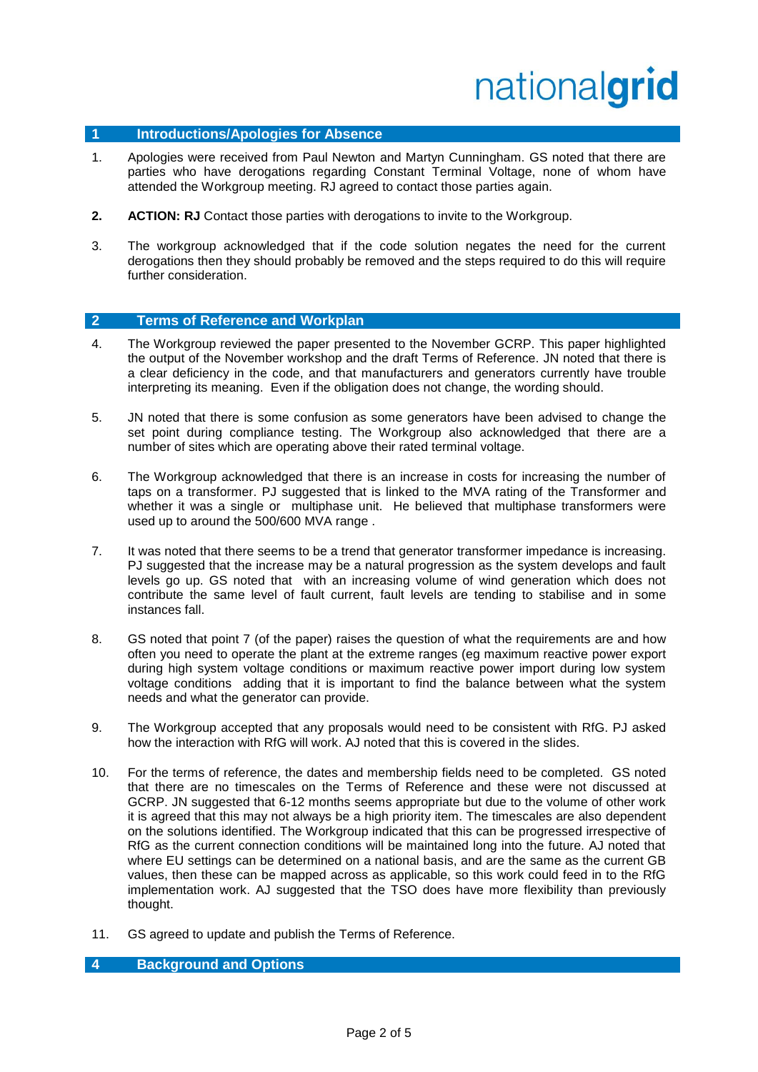## 1 Introductions/Apologies for Absence

1. Apologies were received from Paul Newton and Martyn Cunningham. GS noted that there are parties who have derogations regarding Constant Terminal Voltage, none of whom have attended the Workgroup meeting. RJ agreed to contact those parties again.

2. **ACTION: RJ** Contact those parties with derogations to invite to the Workgroup.

3. The workgroup acknowledged that if the code solution negates the need for the current derogations then they should probably be removed and the steps required to do this will require further consideration.

## 2 Terms of Reference and Workplan

4. The Workgroup reviewed the paper presented to the November GCRP. This paper highlighted the output of the November workshop and the draft Terms of Reference. JN noted that there is a clear deficiency in the code, and that manufacturers and generators currently have trouble interpreting its meaning. Even if the obligation does not change, the wording should.

5. JN noted that there is some confusion as some generators have been advised to change the set point during compliance testing. The Workgroup also acknowledged that there are a number of sites which are operating above their rated terminal voltage.

6. The Workgroup acknowledged that there is an increase in costs for increasing the number of taps on a transformer. PJ suggested that is linked to the MVA rating of the Transformer and whether it was a single or multiphase unit. He believed that multiphase transformers were used up to around the 500/600 MVA range .

7. It was noted that there seems to be a trend that generator transformer impedance is increasing. PJ suggested that the increase may be a natural progression as the system develops and fault levels go up. GS noted that with an increasing volume of wind generation which does not contribute the same level of fault current, fault levels are tending to stabilise and in some instances fall.

8. GS noted that point 7 (of the paper) raises the question of what the requirements are and how often you need to operate the plant at the extreme ranges (eg maximum reactive power export during high system voltage conditions or maximum reactive power import during low system voltage conditions adding that it is important to find the balance between what the system needs and what the generator can provide.

9. The Workgroup accepted that any proposals would need to be consistent with RfG. PJ asked how the interaction with RfG will work. AJ noted that this is covered in the slides.

10. For the terms of reference, the dates and membership fields need to be completed. GS noted that there are no timescales on the Terms of Reference and these were not discussed at GCRP. JN suggested that 6-12 months seems appropriate but due to the volume of other work it is agreed that this may not always be a high priority item. The timescales are also dependent on the solutions identified. The Workgroup indicated that this can be progressed irrespective of RfG as the current connection conditions will be maintained long into the future. AJ noted that where EU settings can be determined on a national basis, and are the same as the current GB values, then these can be mapped across as applicable, so this work could feed in to the RfG implementation work. AJ suggested that the TSO does have more flexibility than previously thought.

11. GS agreed to update and publish the Terms of Reference.

## 4 Background and Options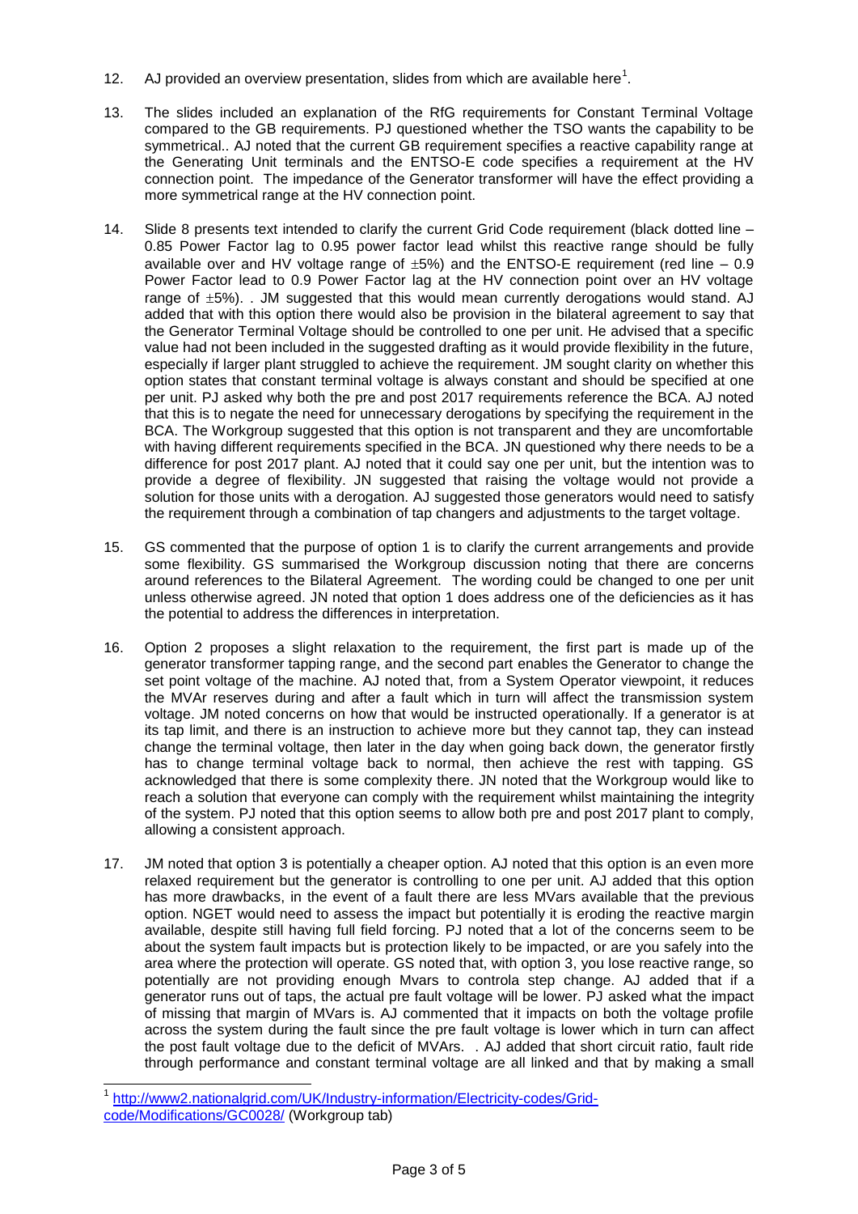12. AJ provided an overview presentation, slides from which are available here[1].

13. The slides included an explanation of the RfG requirements for Constant Terminal Voltage compared to the GB requirements. PJ questioned whether the TSO wants the capability to be symmetrical.. AJ noted that the current GB requirement specifies a reactive capability range at the Generating Unit terminals and the ENTSO-E code specifies a requirement at the HV connection point. The impedance of the Generator transformer will have the effect providing a more symmetrical range at the HV connection point.

14. Slide 8 presents text intended to clarify the current Grid Code requirement (black dotted line – 0.85 Power Factor lag to 0.95 power factor lead whilst this reactive range should be fully available over and HV voltage range of ±5%) and the ENTSO-E requirement (red line – 0.9 Power Factor lead to 0.9 Power Factor lag at the HV connection point over an HV voltage range of ±5%). . JM suggested that this would mean currently derogations would stand. AJ added that with this option there would also be provision in the bilateral agreement to say that the Generator Terminal Voltage should be controlled to one per unit. He advised that a specific value had not been included in the suggested drafting as it would provide flexibility in the future, especially if larger plant struggled to achieve the requirement. JM sought clarity on whether this option states that constant terminal voltage is always constant and should be specified at one per unit. PJ asked why both the pre and post 2017 requirements reference the BCA. AJ noted that this is to negate the need for unnecessary derogations by specifying the requirement in the BCA. The Workgroup suggested that this option is not transparent and they are uncomfortable with having different requirements specified in the BCA. JN questioned why there needs to be a difference for post 2017 plant. AJ noted that it could say one per unit, but the intention was to provide a degree of flexibility. JN suggested that raising the voltage would not provide a solution for those units with a derogation. AJ suggested those generators would need to satisfy the requirement through a combination of tap changers and adjustments to the target voltage.

15. GS commented that the purpose of option 1 is to clarify the current arrangements and provide some flexibility. GS summarised the Workgroup discussion noting that there are concerns around references to the Bilateral Agreement. The wording could be changed to one per unit unless otherwise agreed. JN noted that option 1 does address one of the deficiencies as it has the potential to address the differences in interpretation.

16. Option 2 proposes a slight relaxation to the requirement, the first part is made up of the generator transformer tapping range, and the second part enables the Generator to change the set point voltage of the machine. AJ noted that, from a System Operator viewpoint, it reduces the MVAr reserves during and after a fault which in turn will affect the transmission system voltage. JM noted concerns on how that would be instructed operationally. If a generator is at its tap limit, and there is an instruction to achieve more but they cannot tap, they can instead change the terminal voltage, then later in the day when going back down, the generator firstly has to change terminal voltage back to normal, then achieve the rest with tapping. GS acknowledged that there is some complexity there. JN noted that the Workgroup would like to reach a solution that everyone can comply with the requirement whilst maintaining the integrity of the system. PJ noted that this option seems to allow both pre and post 2017 plant to comply, allowing a consistent approach.

17. JM noted that option 3 is potentially a cheaper option. AJ noted that this option is an even more relaxed requirement but the generator is controlling to one per unit. AJ added that this option has more drawbacks, in the event of a fault there are less MVars available that the previous option. NGET would need to assess the impact but potentially it is eroding the reactive margin available, despite still having full field forcing. PJ noted that a lot of the concerns seem to be about the system fault impacts but is protection likely to be impacted, or are you safely into the area where the protection will operate. GS noted that, with option 3, you lose reactive range, so potentially are not providing enough Mvars to controla step change. AJ added that if a generator runs out of taps, the actual pre fault voltage will be lower. PJ asked what the impact of missing that margin of MVars is. AJ commented that it impacts on both the voltage profile across the system during the fault since the pre fault voltage is lower which in turn can affect the post fault voltage due to the deficit of MVArs. . AJ added that short circuit ratio, fault ride through performance and constant terminal voltage are all linked and that by making a small

[1] http://www2.nationalgrid.com/UK/Industry-information/Electricity-codes/Grid-code/Modifications/GC0028/ (Workgroup tab)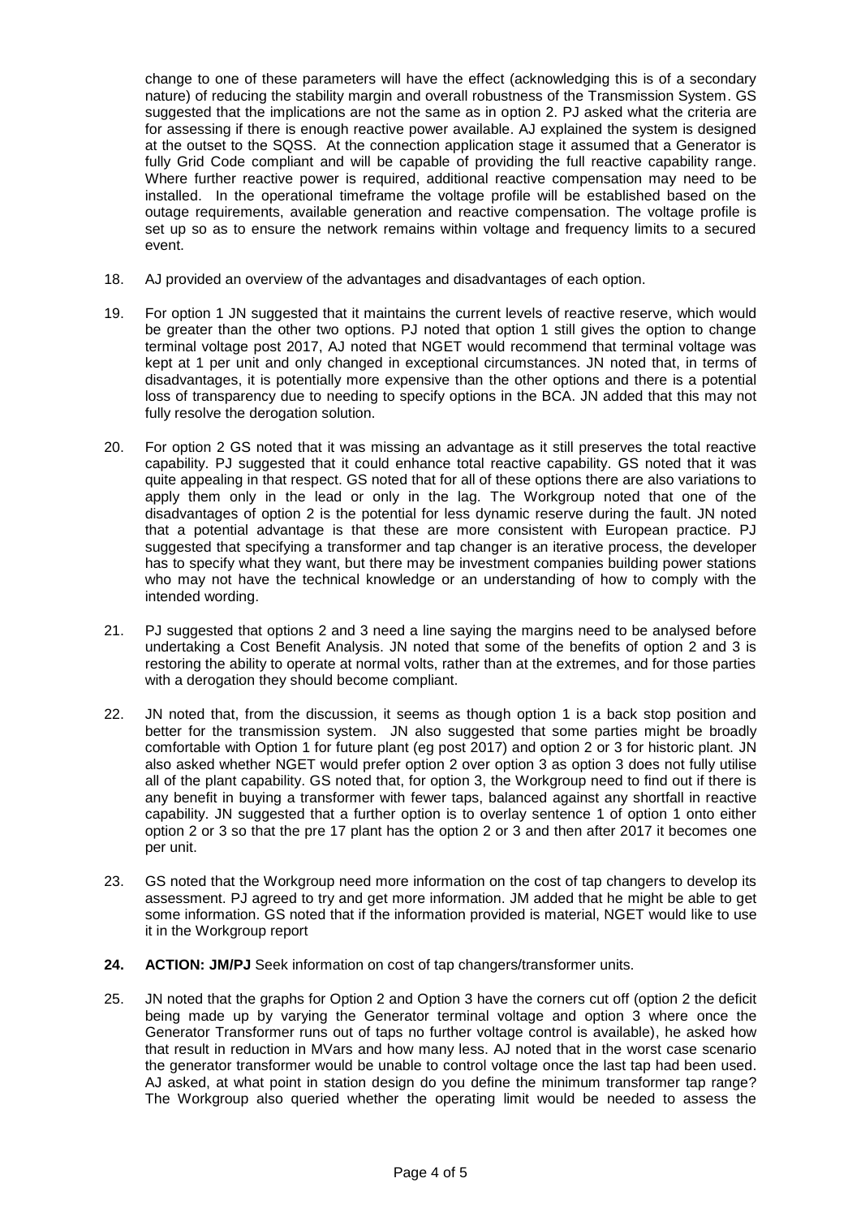change to one of these parameters will have the effect (acknowledging this is of a secondary nature) of reducing the stability margin and overall robustness of the Transmission System. GS suggested that the implications are not the same as in option 2. PJ asked what the criteria are for assessing if there is enough reactive power available. AJ explained the system is designed at the outset to the SQSS. At the connection application stage it assumed that a Generator is fully Grid Code compliant and will be capable of providing the full reactive capability range. Where further reactive power is required, additional reactive compensation may need to be installed. In the operational timeframe the voltage profile will be established based on the outage requirements, available generation and reactive compensation. The voltage profile is set up so as to ensure the network remains within voltage and frequency limits to a secured event.

18. AJ provided an overview of the advantages and disadvantages of each option.

19. For option 1 JN suggested that it maintains the current levels of reactive reserve, which would be greater than the other two options. PJ noted that option 1 still gives the option to change terminal voltage post 2017, AJ noted that NGET would recommend that terminal voltage was kept at 1 per unit and only changed in exceptional circumstances. JN noted that, in terms of disadvantages, it is potentially more expensive than the other options and there is a potential loss of transparency due to needing to specify options in the BCA. JN added that this may not fully resolve the derogation solution.

20. For option 2 GS noted that it was missing an advantage as it still preserves the total reactive capability. PJ suggested that it could enhance total reactive capability. GS noted that it was quite appealing in that respect. GS noted that for all of these options there are also variations to apply them only in the lead or only in the lag. The Workgroup noted that one of the disadvantages of option 2 is the potential for less dynamic reserve during the fault. JN noted that a potential advantage is that these are more consistent with European practice. PJ suggested that specifying a transformer and tap changer is an iterative process, the developer has to specify what they want, but there may be investment companies building power stations who may not have the technical knowledge or an understanding of how to comply with the intended wording.

21. PJ suggested that options 2 and 3 need a line saying the margins need to be analysed before undertaking a Cost Benefit Analysis. JN noted that some of the benefits of option 2 and 3 is restoring the ability to operate at normal volts, rather than at the extremes, and for those parties with a derogation they should become compliant.

22. JN noted that, from the discussion, it seems as though option 1 is a back stop position and better for the transmission system. JN also suggested that some parties might be broadly comfortable with Option 1 for future plant (eg post 2017) and option 2 or 3 for historic plant. JN also asked whether NGET would prefer option 2 over option 3 as option 3 does not fully utilise all of the plant capability. GS noted that, for option 3, the Workgroup need to find out if there is any benefit in buying a transformer with fewer taps, balanced against any shortfall in reactive capability. JN suggested that a further option is to overlay sentence 1 of option 1 onto either option 2 or 3 so that the pre 17 plant has the option 2 or 3 and then after 2017 it becomes one per unit.

23. GS noted that the Workgroup need more information on the cost of tap changers to develop its assessment. PJ agreed to try and get more information. JM added that he might be able to get some information. GS noted that if the information provided is material, NGET would like to use it in the Workgroup report

24. **ACTION: JM/PJ** Seek information on cost of tap changers/transformer units.

25. JN noted that the graphs for Option 2 and Option 3 have the corners cut off (option 2 the deficit being made up by varying the Generator terminal voltage and option 3 where once the Generator Transformer runs out of taps no further voltage control is available), he asked how that result in reduction in MVars and how many less. AJ noted that in the worst case scenario the generator transformer would be unable to control voltage once the last tap had been used. AJ asked, at what point in station design do you define the minimum transformer tap range? The Workgroup also queried whether the operating limit would be needed to assess the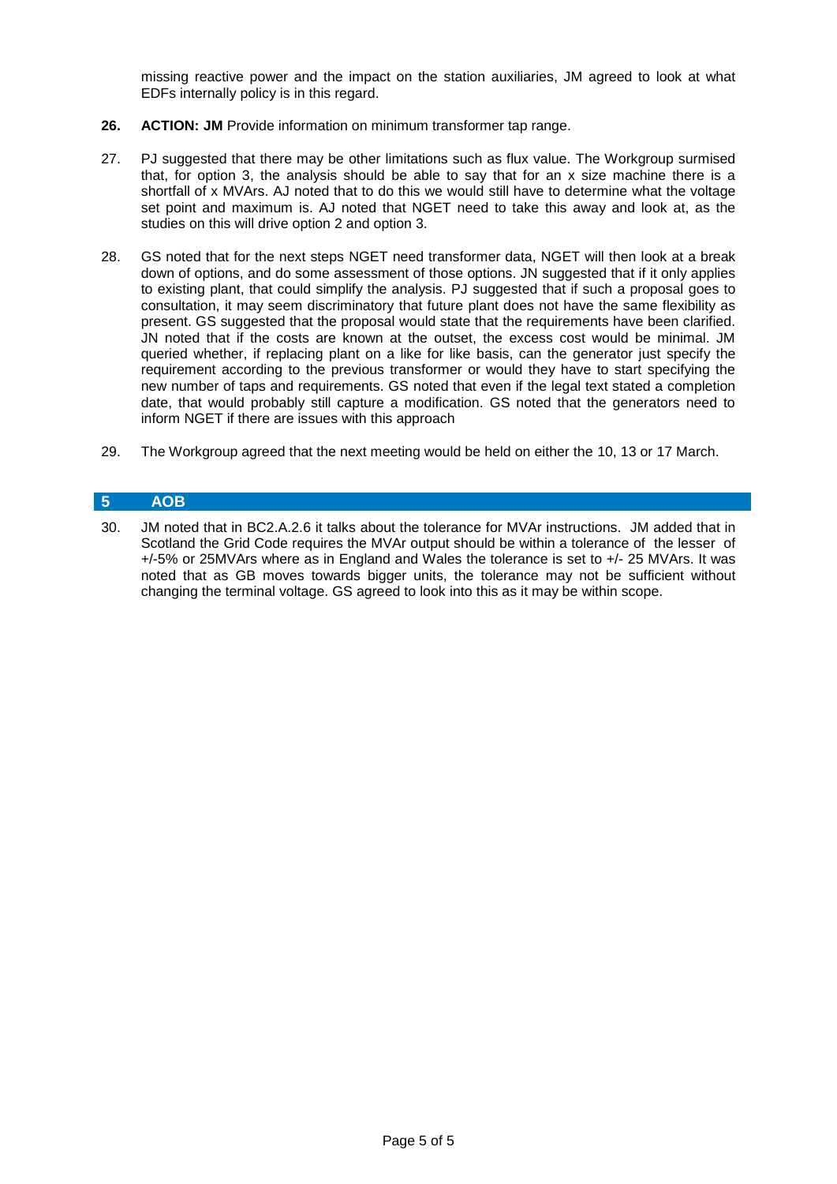missing reactive power and the impact on the station auxiliaries, JM agreed to look at what EDFs internally policy is in this regard.

26. **ACTION: JM** Provide information on minimum transformer tap range.

27. PJ suggested that there may be other limitations such as flux value. The Workgroup surmised that, for option 3, the analysis should be able to say that for an x size machine there is a shortfall of x MVArs. AJ noted that to do this we would still have to determine what the voltage set point and maximum is. AJ noted that NGET need to take this away and look at, as the studies on this will drive option 2 and option 3.

28. GS noted that for the next steps NGET need transformer data, NGET will then look at a break down of options, and do some assessment of those options. JN suggested that if it only applies to existing plant, that could simplify the analysis. PJ suggested that if such a proposal goes to consultation, it may seem discriminatory that future plant does not have the same flexibility as present. GS suggested that the proposal would state that the requirements have been clarified. JN noted that if the costs are known at the outset, the excess cost would be minimal. JM queried whether, if replacing plant on a like for like basis, can the generator just specify the requirement according to the previous transformer or would they have to start specifying the new number of taps and requirements. GS noted that even if the legal text stated a completion date, that would probably still capture a modification. GS noted that the generators need to inform NGET if there are issues with this approach

29. The Workgroup agreed that the next meeting would be held on either the 10, 13 or 17 March.

## 5 AOB

30. JM noted that in BC2.A.2.6 it talks about the tolerance for MVAr instructions. JM added that in Scotland the Grid Code requires the MVAr output should be within a tolerance of the lesser of +/-5% or 25MVArs where as in England and Wales the tolerance is set to +/- 25 MVArs. It was noted that as GB moves towards bigger units, the tolerance may not be sufficient without changing the terminal voltage. GS agreed to look into this as it may be within scope.